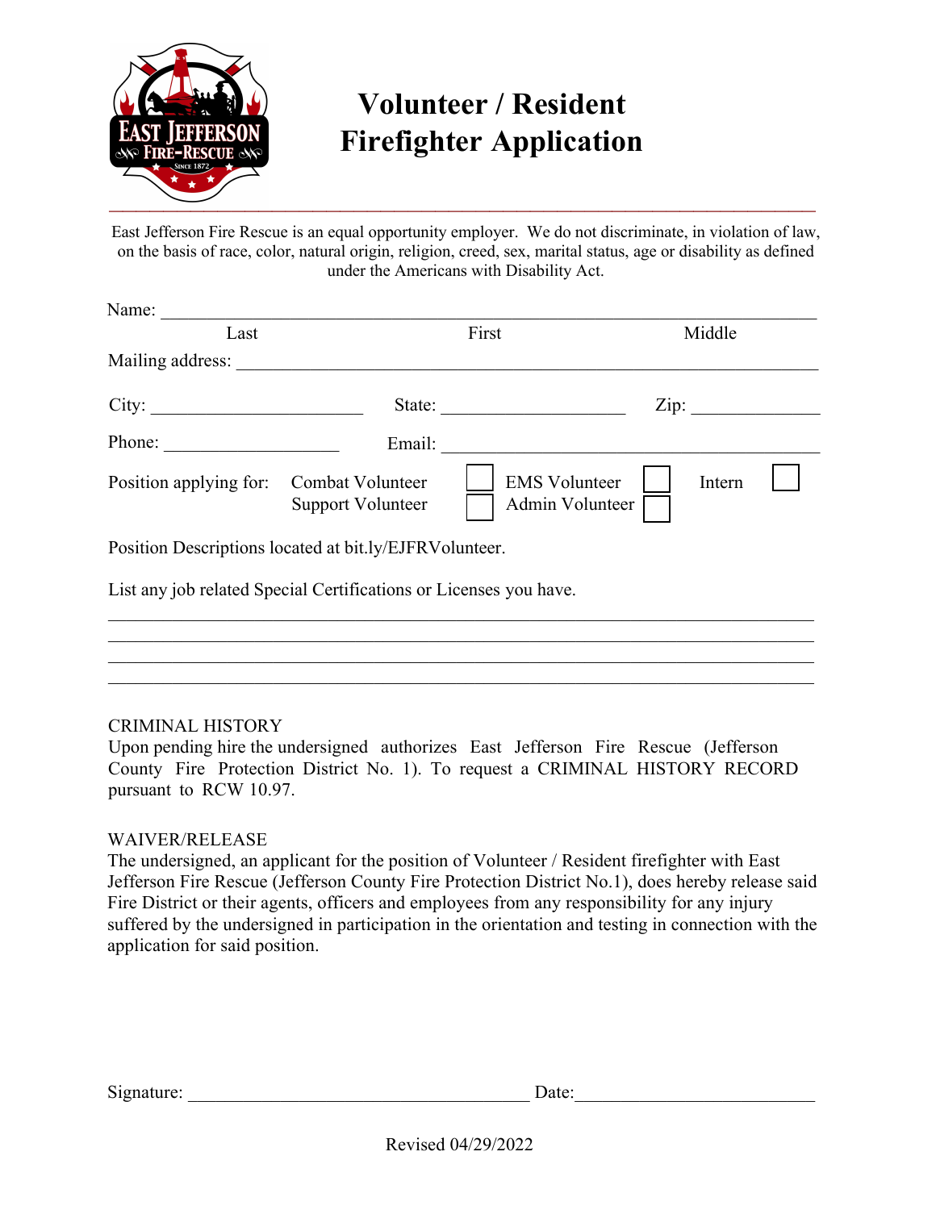# Volunteer / Resident Firefighter Application

East Jefferson Fire Rescue is an equal opportunity employer. We do not discriminate, in violation of law, on the basis of race, color, natural origin, religion, creed, sex, marital status, age or disability as defined under the Americans with Disability Act.

Name: ______________________________________________________________
Last First Middle

Mailing address: ______________________________________________________

City: ____________________ State: ____________________ Zip: ______________

Phone: __________________ Email: ______________________________________

Position applying for: Combat Volunteer ☐ EMS Volunteer ☐ Intern ☐
Support Volunteer ☐ Admin Volunteer ☐

Position Descriptions located at bit.ly/EJFRVolunteer.

List any job related Special Certifications or Licenses you have.

______________________________________________________________________
______________________________________________________________________
______________________________________________________________________
______________________________________________________________________

CRIMINAL HISTORY

Upon pending hire the undersigned authorizes East Jefferson Fire Rescue (Jefferson County Fire Protection District No. 1). To request a CRIMINAL HISTORY RECORD pursuant to RCW 10.97.

WAIVER/RELEASE

The undersigned, an applicant for the position of Volunteer / Resident firefighter with East Jefferson Fire Rescue (Jefferson County Fire Protection District No.1), does hereby release said Fire District or their agents, officers and employees from any responsibility for any injury suffered by the undersigned in participation in the orientation and testing in connection with the application for said position.

Signature: ____________________________________ Date: ________________________

Revised 04/29/2022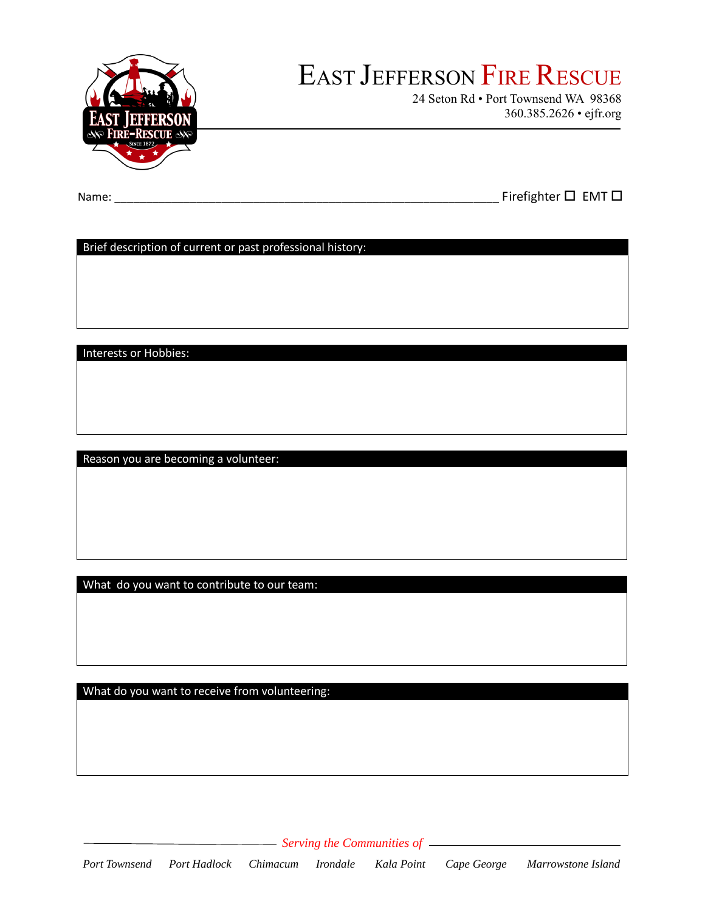# East Jefferson Fire Rescue

24 Seton Rd • Port Townsend WA 98368
360.385.2626 • ejfr.org

Name: ______________________________________________________________ Firefighter ☐ EMT ☐

**Brief description of current or past professional history:**

**Interests or Hobbies:**

**Reason you are becoming a volunteer:**

**What do you want to contribute to our team:**

**What do you want to receive from volunteering:**

*Serving the Communities of*

*Port Townsend* *Port Hadlock* *Chimacum* *Irondale* *Kala Point* *Cape George* *Marrowstone Island*